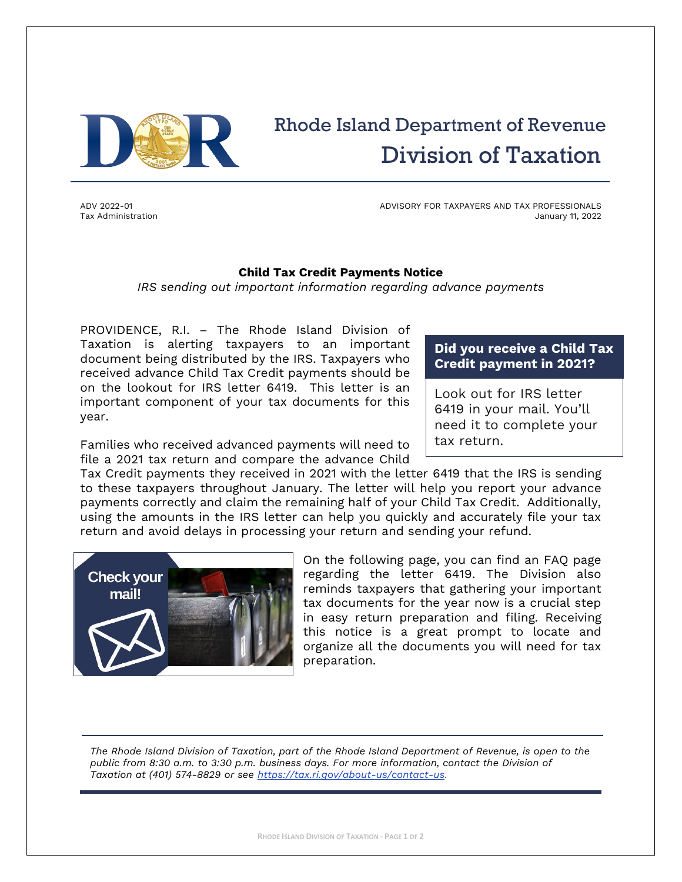# Rhode Island Department of Revenue

## Division of Taxation

ADV 2022-01
Tax Administration

ADVISORY FOR TAXPAYERS AND TAX PROFESSIONALS
January 11, 2022

**Child Tax Credit Payments Notice**

*IRS sending out important information regarding advance payments*

PROVIDENCE, R.I. – The Rhode Island Division of Taxation is alerting taxpayers to an important document being distributed by the IRS. Taxpayers who received advance Child Tax Credit payments should be on the lookout for IRS letter 6419. This letter is an important component of your tax documents for this year.

**Did you receive a Child Tax Credit payment in 2021?**

Look out for IRS letter 6419 in your mail. You'll need it to complete your tax return.

Families who received advanced payments will need to file a 2021 tax return and compare the advance Child Tax Credit payments they received in 2021 with the letter 6419 that the IRS is sending to these taxpayers throughout January. The letter will help you report your advance payments correctly and claim the remaining half of your Child Tax Credit. Additionally, using the amounts in the IRS letter can help you quickly and accurately file your tax return and avoid delays in processing your return and sending your refund.

Check your mail!

On the following page, you can find an FAQ page regarding the letter 6419. The Division also reminds taxpayers that gathering your important tax documents for the year now is a crucial step in easy return preparation and filing. Receiving this notice is a great prompt to locate and organize all the documents you will need for tax preparation.

*The Rhode Island Division of Taxation, part of the Rhode Island Department of Revenue, is open to the public from 8:30 a.m. to 3:30 p.m. business days. For more information, contact the Division of Taxation at (401) 574-8829 or see https://tax.ri.gov/about-us/contact-us.*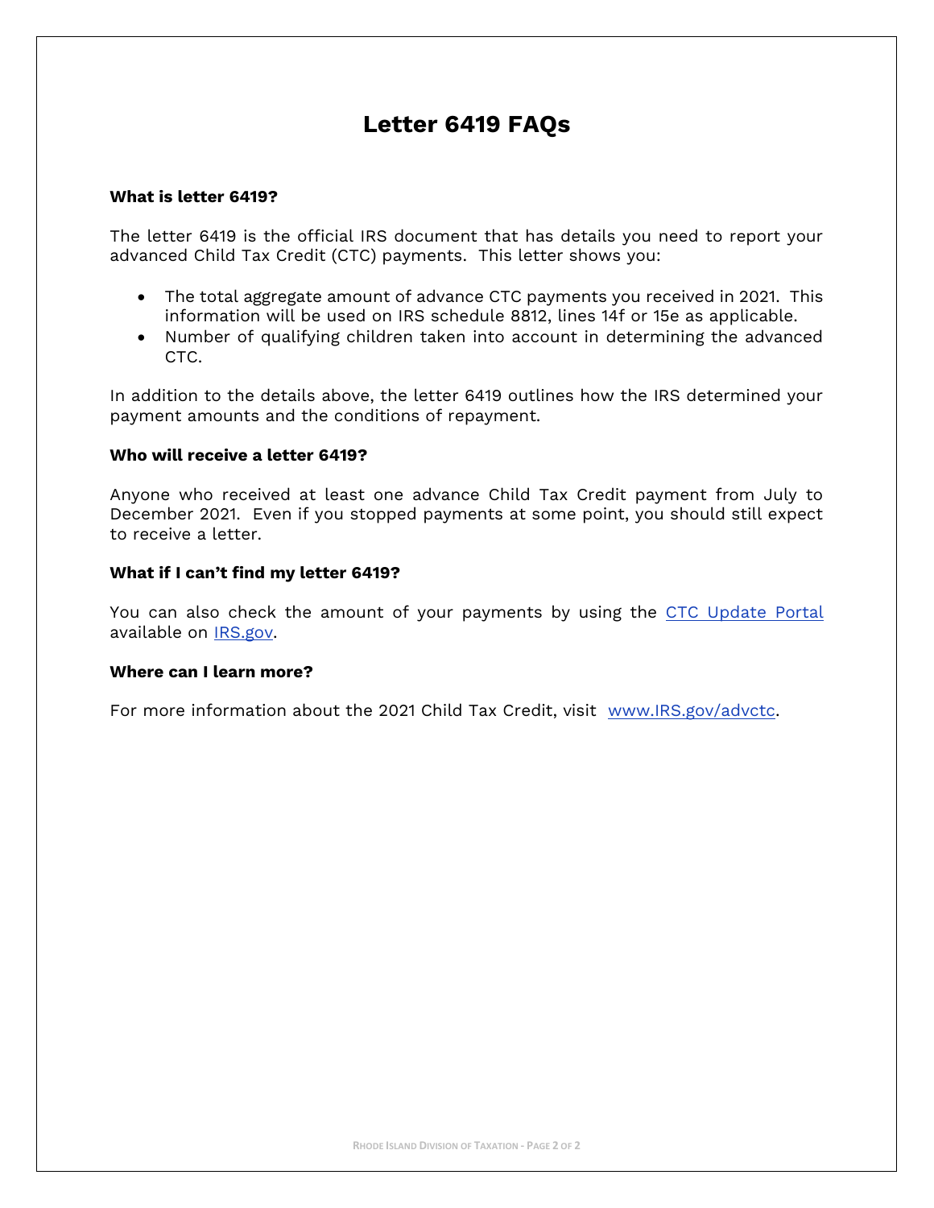# Letter 6419 FAQs

**What is letter 6419?**

The letter 6419 is the official IRS document that has details you need to report your advanced Child Tax Credit (CTC) payments. This letter shows you:

- The total aggregate amount of advance CTC payments you received in 2021. This information will be used on IRS schedule 8812, lines 14f or 15e as applicable.
- Number of qualifying children taken into account in determining the advanced CTC.

In addition to the details above, the letter 6419 outlines how the IRS determined your payment amounts and the conditions of repayment.

**Who will receive a letter 6419?**

Anyone who received at least one advance Child Tax Credit payment from July to December 2021. Even if you stopped payments at some point, you should still expect to receive a letter.

**What if I can't find my letter 6419?**

You can also check the amount of your payments by using the [CTC Update Portal]() available on [IRS.gov]().

**Where can I learn more?**

For more information about the 2021 Child Tax Credit, visit [www.IRS.gov/advctc]().